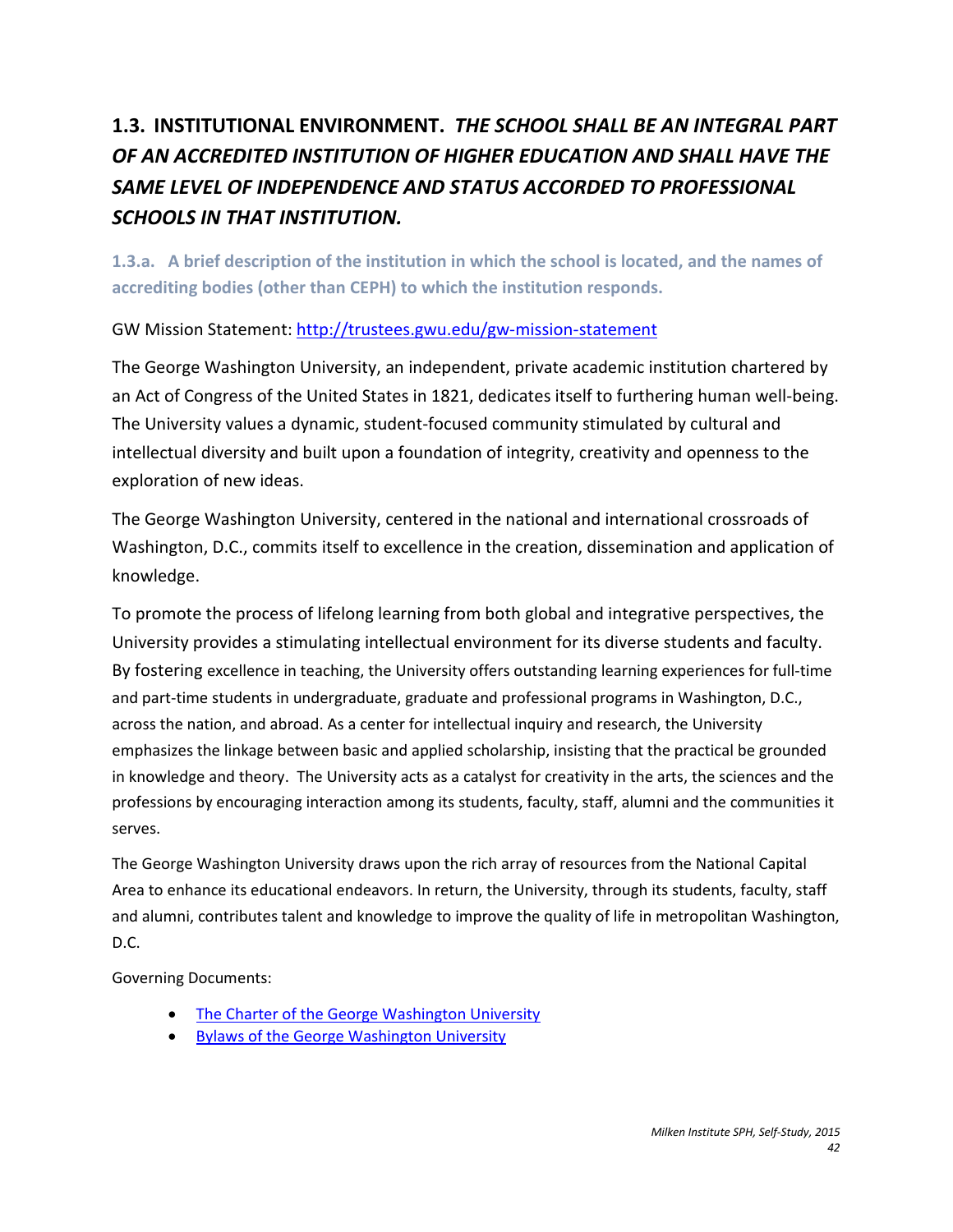## 1.3. INSTITUTIONAL ENVIRONMENT. *THE SCHOOL SHALL BE AN INTEGRAL PART OF AN ACCREDITED INSTITUTION OF HIGHER EDUCATION AND SHALL HAVE THE SAME LEVEL OF INDEPENDENCE AND STATUS ACCORDED TO PROFESSIONAL SCHOOLS IN THAT INSTITUTION.*

### 1.3.a. A brief description of the institution in which the school is located, and the names of accrediting bodies (other than CEPH) to which the institution responds.

GW Mission Statement: [http://trustees.gwu.edu/gw-mission-statement](http://trustees.gwu.edu/gw-mission-statement)

The George Washington University, an independent, private academic institution chartered by an Act of Congress of the United States in 1821, dedicates itself to furthering human well-being. The University values a dynamic, student-focused community stimulated by cultural and intellectual diversity and built upon a foundation of integrity, creativity and openness to the exploration of new ideas.

The George Washington University, centered in the national and international crossroads of Washington, D.C., commits itself to excellence in the creation, dissemination and application of knowledge.

To promote the process of lifelong learning from both global and integrative perspectives, the University provides a stimulating intellectual environment for its diverse students and faculty. By fostering excellence in teaching, the University offers outstanding learning experiences for full-time and part-time students in undergraduate, graduate and professional programs in Washington, D.C., across the nation, and abroad. As a center for intellectual inquiry and research, the University emphasizes the linkage between basic and applied scholarship, insisting that the practical be grounded in knowledge and theory. The University acts as a catalyst for creativity in the arts, the sciences and the professions by encouraging interaction among its students, faculty, staff, alumni and the communities it serves.

The George Washington University draws upon the rich array of resources from the National Capital Area to enhance its educational endeavors. In return, the University, through its students, faculty, staff and alumni, contributes talent and knowledge to improve the quality of life in metropolitan Washington, D.C.

Governing Documents:

- The Charter of the George Washington University
- Bylaws of the George Washington University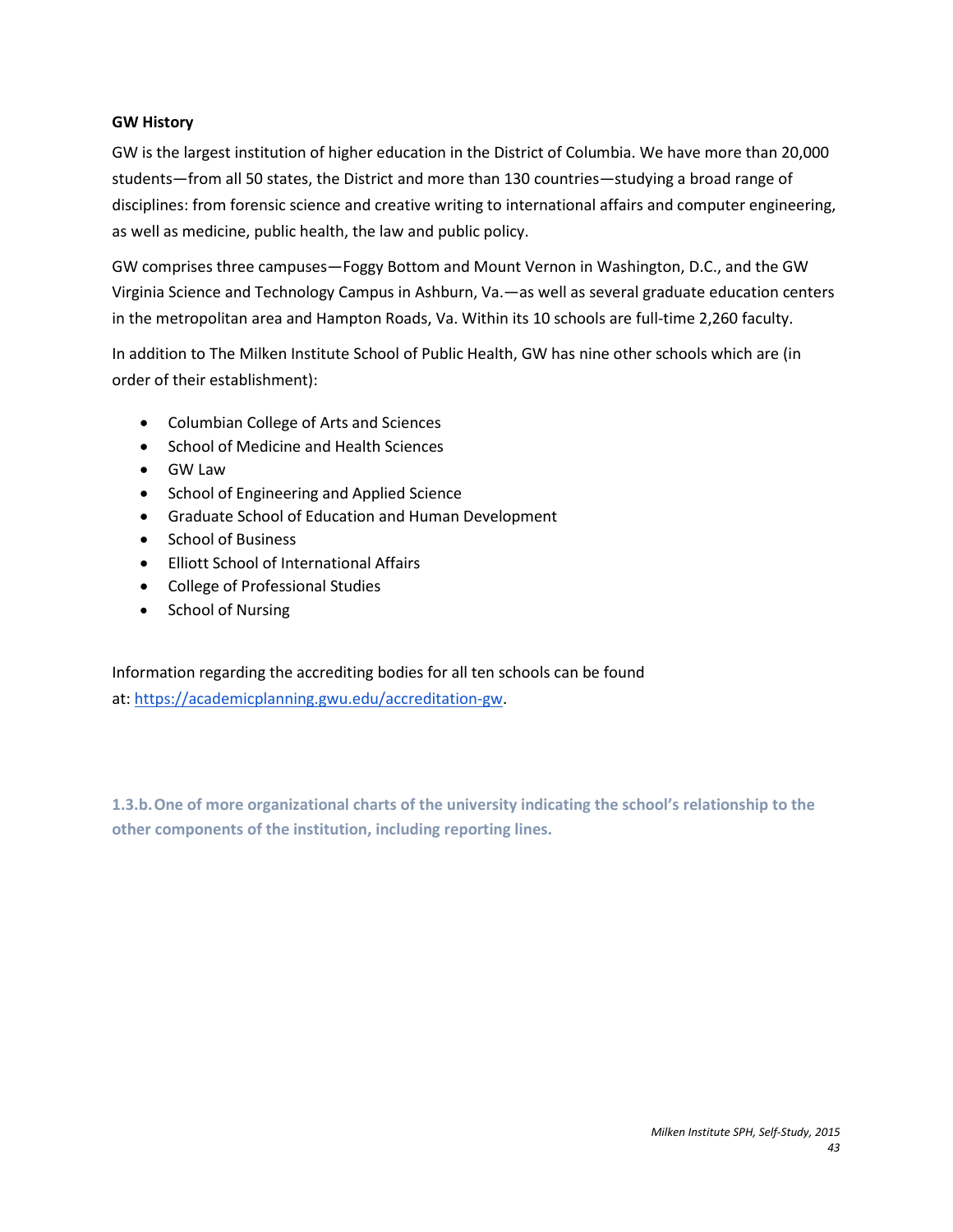**GW History**

GW is the largest institution of higher education in the District of Columbia. We have more than 20,000 students—from all 50 states, the District and more than 130 countries—studying a broad range of disciplines: from forensic science and creative writing to international affairs and computer engineering, as well as medicine, public health, the law and public policy.

GW comprises three campuses—Foggy Bottom and Mount Vernon in Washington, D.C., and the GW Virginia Science and Technology Campus in Ashburn, Va.—as well as several graduate education centers in the metropolitan area and Hampton Roads, Va. Within its 10 schools are full-time 2,260 faculty.

In addition to The Milken Institute School of Public Health, GW has nine other schools which are (in order of their establishment):

- Columbian College of Arts and Sciences
- School of Medicine and Health Sciences
- GW Law
- School of Engineering and Applied Science
- Graduate School of Education and Human Development
- School of Business
- Elliott School of International Affairs
- College of Professional Studies
- School of Nursing

Information regarding the accrediting bodies for all ten schools can be found at: https://academicplanning.gwu.edu/accreditation-gw.

**1.3.b. One of more organizational charts of the university indicating the school's relationship to the other components of the institution, including reporting lines.**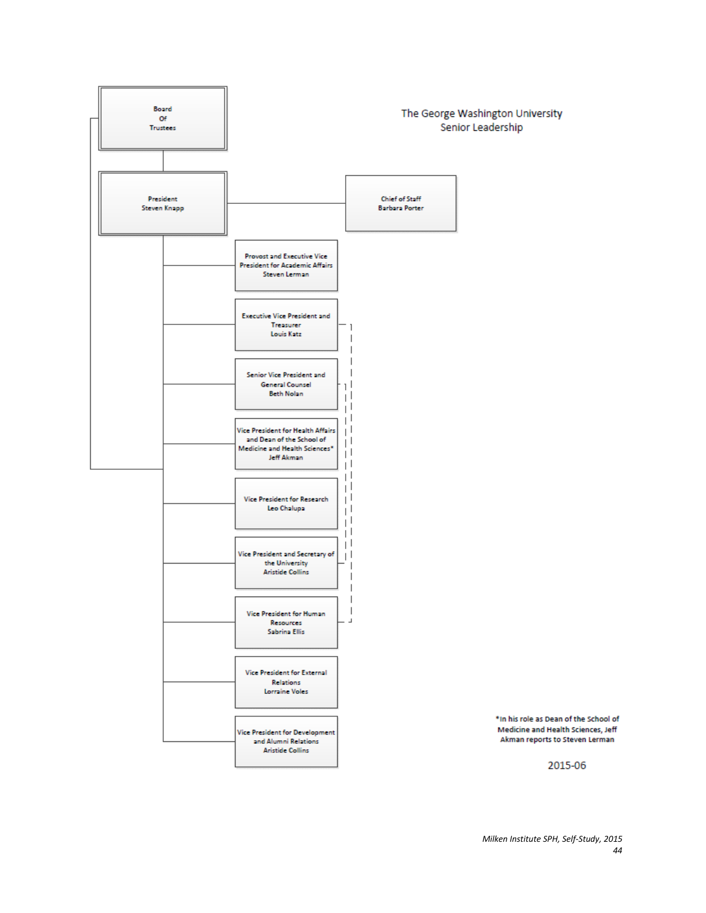# The George Washington University Senior Leadership

- **Board Of Trustees**
  - **President** Steven Knapp
    - **Chief of Staff** Barbara Porter
    - **Provost and Executive Vice President for Academic Affairs** Steven Lerman
    - **Executive Vice President and Treasurer** Louis Katz
    - **Senior Vice President and General Counsel** Beth Nolan
    - **Vice President for Health Affairs and Dean of the School of Medicine and Health Sciences*** Jeff Akman
    - **Vice President for Research** Leo Chalupa
    - **Vice President and Secretary of the University** Aristide Collins
    - **Vice President for Human Resources** Sabrina Ellis
    - **Vice President for External Relations** Lorraine Voles
    - **Vice President for Development and Alumni Relations** Aristide Collins

*In his role as Dean of the School of Medicine and Health Sciences, Jeff Akman reports to Steven Lerman

2015-06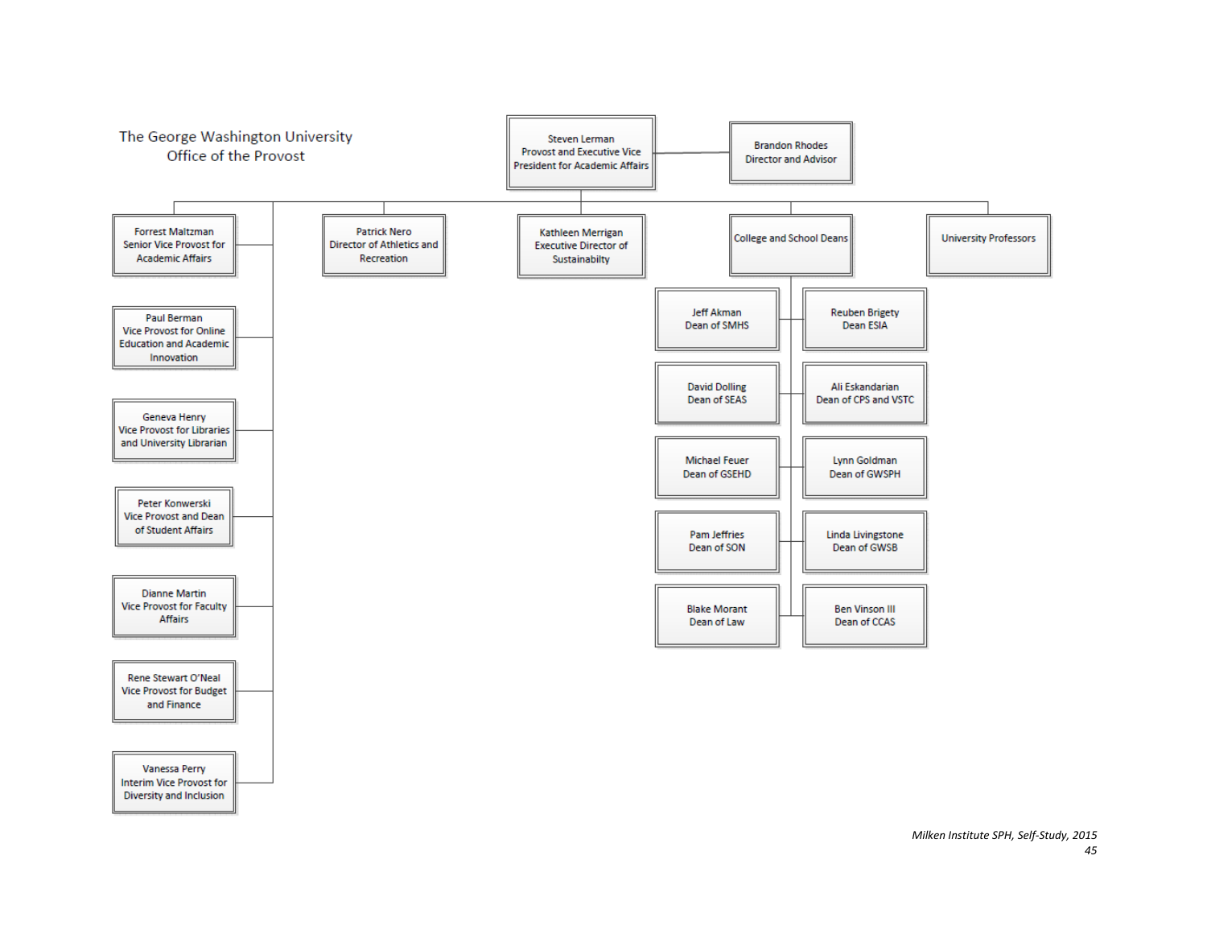# The George Washington University Office of the Provost

**Steven Lerman**
Provost and Executive Vice President for Academic Affairs

- **Brandon Rhodes** — Director and Advisor

Reporting to the Provost:

- **Forrest Maltzman** — Senior Vice Provost for Academic Affairs
- **Paul Berman** — Vice Provost for Online Education and Academic Innovation
- **Geneva Henry** — Vice Provost for Libraries and University Librarian
- **Peter Konwerski** — Vice Provost and Dean of Student Affairs
- **Dianne Martin** — Vice Provost for Faculty Affairs
- **Rene Stewart O'Neal** — Vice Provost for Budget and Finance
- **Vanessa Perry** — Interim Vice Provost for Diversity and Inclusion
- **Patrick Nero** — Director of Athletics and Recreation
- **Kathleen Merrigan** — Executive Director of Sustainabilty
- **College and School Deans**
  - Jeff Akman — Dean of SMHS
  - Reuben Brigety — Dean ESIA
  - David Dolling — Dean of SEAS
  - Ali Eskandarian — Dean of CPS and VSTC
  - Michael Feuer — Dean of GSEHD
  - Lynn Goldman — Dean of GWSPH
  - Pam Jeffries — Dean of SON
  - Linda Livingstone — Dean of GWSB
  - Blake Morant — Dean of Law
  - Ben Vinson III — Dean of CCAS
- **University Professors**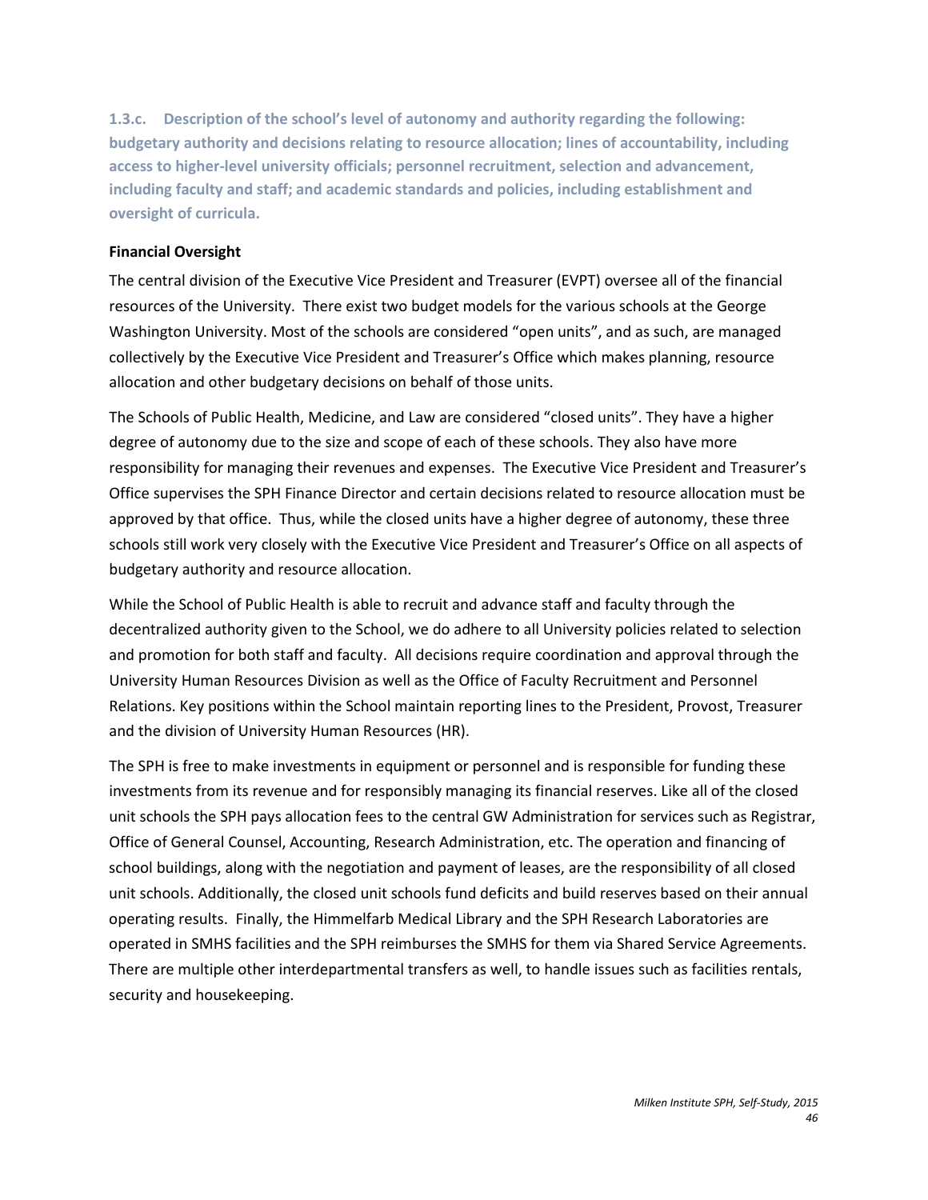**1.3.c. Description of the school's level of autonomy and authority regarding the following: budgetary authority and decisions relating to resource allocation; lines of accountability, including access to higher-level university officials; personnel recruitment, selection and advancement, including faculty and staff; and academic standards and policies, including establishment and oversight of curricula.**

**Financial Oversight**

The central division of the Executive Vice President and Treasurer (EVPT) oversee all of the financial resources of the University. There exist two budget models for the various schools at the George Washington University. Most of the schools are considered "open units", and as such, are managed collectively by the Executive Vice President and Treasurer's Office which makes planning, resource allocation and other budgetary decisions on behalf of those units.

The Schools of Public Health, Medicine, and Law are considered "closed units". They have a higher degree of autonomy due to the size and scope of each of these schools. They also have more responsibility for managing their revenues and expenses. The Executive Vice President and Treasurer's Office supervises the SPH Finance Director and certain decisions related to resource allocation must be approved by that office. Thus, while the closed units have a higher degree of autonomy, these three schools still work very closely with the Executive Vice President and Treasurer's Office on all aspects of budgetary authority and resource allocation.

While the School of Public Health is able to recruit and advance staff and faculty through the decentralized authority given to the School, we do adhere to all University policies related to selection and promotion for both staff and faculty. All decisions require coordination and approval through the University Human Resources Division as well as the Office of Faculty Recruitment and Personnel Relations. Key positions within the School maintain reporting lines to the President, Provost, Treasurer and the division of University Human Resources (HR).

The SPH is free to make investments in equipment or personnel and is responsible for funding these investments from its revenue and for responsibly managing its financial reserves. Like all of the closed unit schools the SPH pays allocation fees to the central GW Administration for services such as Registrar, Office of General Counsel, Accounting, Research Administration, etc. The operation and financing of school buildings, along with the negotiation and payment of leases, are the responsibility of all closed unit schools. Additionally, the closed unit schools fund deficits and build reserves based on their annual operating results. Finally, the Himmelfarb Medical Library and the SPH Research Laboratories are operated in SMHS facilities and the SPH reimburses the SMHS for them via Shared Service Agreements. There are multiple other interdepartmental transfers as well, to handle issues such as facilities rentals, security and housekeeping.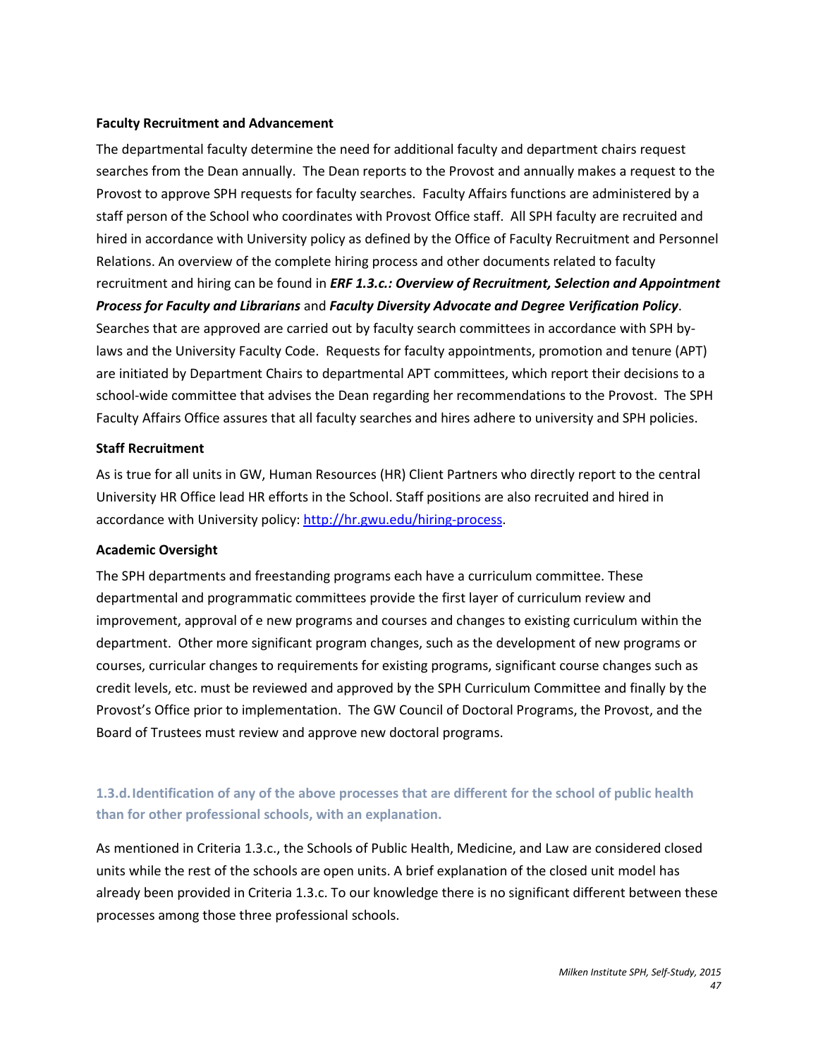**Faculty Recruitment and Advancement**

The departmental faculty determine the need for additional faculty and department chairs request searches from the Dean annually. The Dean reports to the Provost and annually makes a request to the Provost to approve SPH requests for faculty searches. Faculty Affairs functions are administered by a staff person of the School who coordinates with Provost Office staff. All SPH faculty are recruited and hired in accordance with University policy as defined by the Office of Faculty Recruitment and Personnel Relations. An overview of the complete hiring process and other documents related to faculty recruitment and hiring can be found in ***ERF 1.3.c.: Overview of Recruitment, Selection and Appointment Process for Faculty and Librarians*** and ***Faculty Diversity Advocate and Degree Verification Policy***. Searches that are approved are carried out by faculty search committees in accordance with SPH by-laws and the University Faculty Code. Requests for faculty appointments, promotion and tenure (APT) are initiated by Department Chairs to departmental APT committees, which report their decisions to a school-wide committee that advises the Dean regarding her recommendations to the Provost. The SPH Faculty Affairs Office assures that all faculty searches and hires adhere to university and SPH policies.

**Staff Recruitment**

As is true for all units in GW, Human Resources (HR) Client Partners who directly report to the central University HR Office lead HR efforts in the School. Staff positions are also recruited and hired in accordance with University policy: [http://hr.gwu.edu/hiring-process](http://hr.gwu.edu/hiring-process).

**Academic Oversight**

The SPH departments and freestanding programs each have a curriculum committee. These departmental and programmatic committees provide the first layer of curriculum review and improvement, approval of e new programs and courses and changes to existing curriculum within the department. Other more significant program changes, such as the development of new programs or courses, curricular changes to requirements for existing programs, significant course changes such as credit levels, etc. must be reviewed and approved by the SPH Curriculum Committee and finally by the Provost's Office prior to implementation. The GW Council of Doctoral Programs, the Provost, and the Board of Trustees must review and approve new doctoral programs.

### 1.3.d. Identification of any of the above processes that are different for the school of public health than for other professional schools, with an explanation.

As mentioned in Criteria 1.3.c., the Schools of Public Health, Medicine, and Law are considered closed units while the rest of the schools are open units. A brief explanation of the closed unit model has already been provided in Criteria 1.3.c. To our knowledge there is no significant different between these processes among those three professional schools.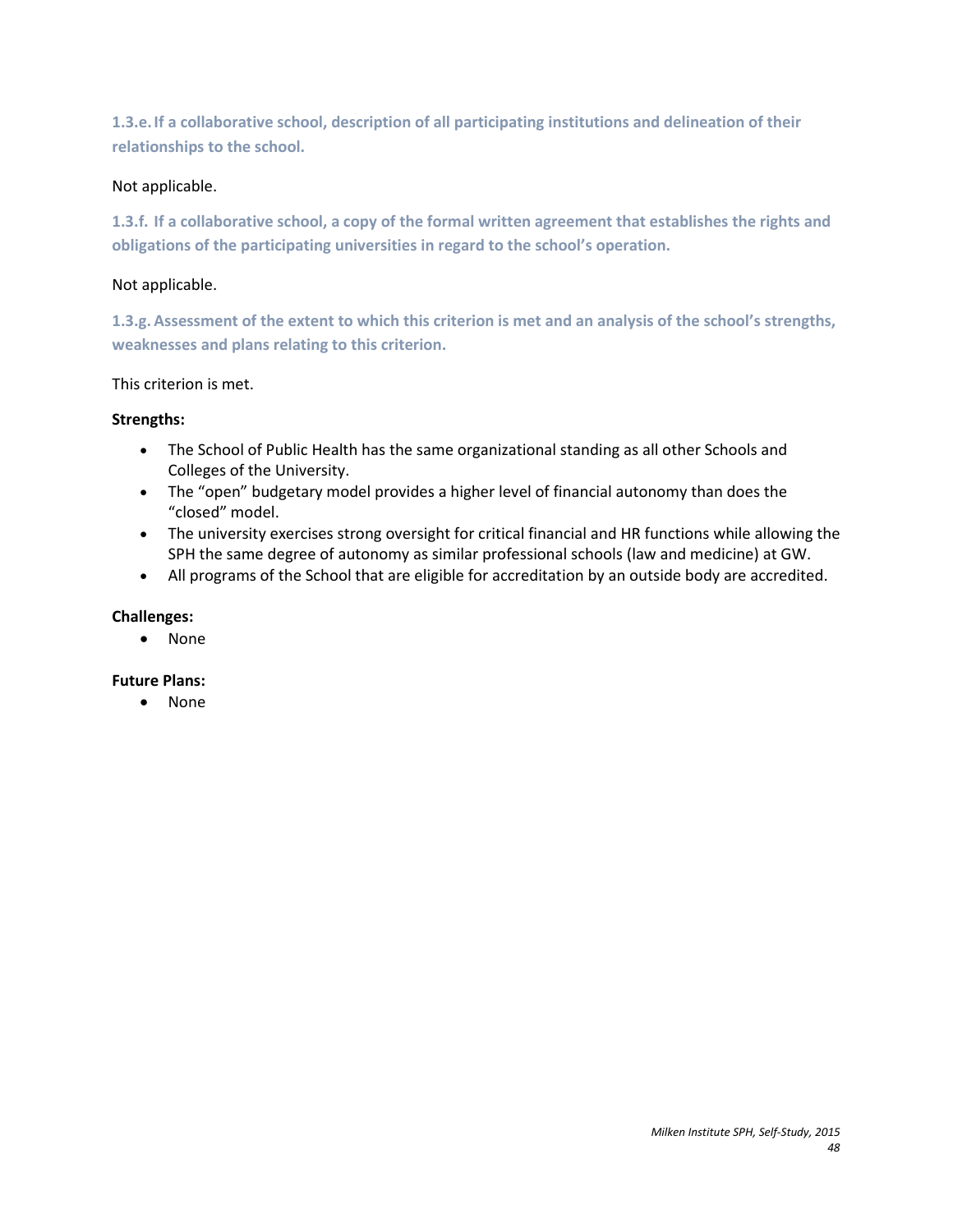**1.3.e. If a collaborative school, description of all participating institutions and delineation of their relationships to the school.**

Not applicable.

**1.3.f. If a collaborative school, a copy of the formal written agreement that establishes the rights and obligations of the participating universities in regard to the school's operation.**

Not applicable.

**1.3.g. Assessment of the extent to which this criterion is met and an analysis of the school's strengths, weaknesses and plans relating to this criterion.**

This criterion is met.

**Strengths:**

- The School of Public Health has the same organizational standing as all other Schools and Colleges of the University.
- The "open" budgetary model provides a higher level of financial autonomy than does the "closed" model.
- The university exercises strong oversight for critical financial and HR functions while allowing the SPH the same degree of autonomy as similar professional schools (law and medicine) at GW.
- All programs of the School that are eligible for accreditation by an outside body are accredited.

**Challenges:**

- None

**Future Plans:**

- None